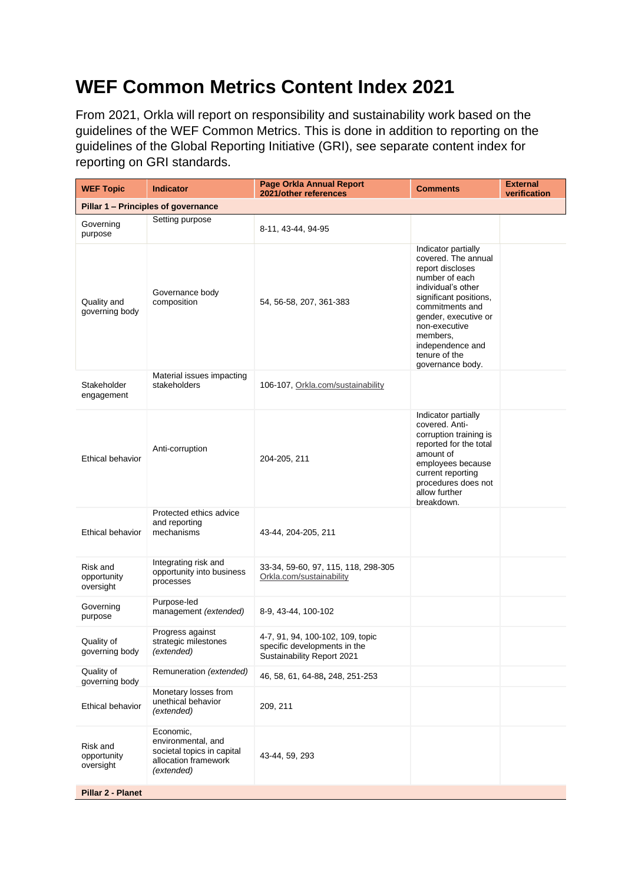# WEF Common Metrics Content Index 2021

From 2021, Orkla will report on responsibility and sustainability work based on the guidelines of the WEF Common Metrics. This is done in addition to reporting on the guidelines of the Global Reporting Initiative (GRI), see separate content index for reporting on GRI standards.

| WEF Topic | Indicator | Page Orkla Annual Report 2021/other references | Comments | External verification |
|---|---|---|---|---|
| **Pillar 1 – Principles of governance** | | | | |
| Governing purpose | Setting purpose | 8-11, 43-44, 94-95 | | |
| Quality and governing body | Governance body composition | 54, 56-58, 207, 361-383 | Indicator partially covered. The annual report discloses number of each individual's other significant positions, commitments and gender, executive or non-executive members, independence and tenure of the governance body. | |
| Stakeholder engagement | Material issues impacting stakeholders | 106-107, Orkla.com/sustainability | | |
| Ethical behavior | Anti-corruption | 204-205, 211 | Indicator partially covered. Anti-corruption training is reported for the total amount of employees because current reporting procedures does not allow further breakdown. | |
| Ethical behavior | Protected ethics advice and reporting mechanisms | 43-44, 204-205, 211 | | |
| Risk and opportunity oversight | Integrating risk and opportunity into business processes | 33-34, 59-60, 97, 115, 118, 298-305 Orkla.com/sustainability | | |
| Governing purpose | Purpose-led management *(extended)* | 8-9, 43-44, 100-102 | | |
| Quality of governing body | Progress against strategic milestones *(extended)* | 4-7, 91, 94, 100-102, 109, topic specific developments in the Sustainability Report 2021 | | |
| Quality of governing body | Remuneration *(extended)* | 46, 58, 61, 64-88, 248, 251-253 | | |
| Ethical behavior | Monetary losses from unethical behavior *(extended)* | 209, 211 | | |
| Risk and opportunity oversight | Economic, environmental, and societal topics in capital allocation framework *(extended)* | 43-44, 59, 293 | | |
| **Pillar 2 - Planet** | | | | |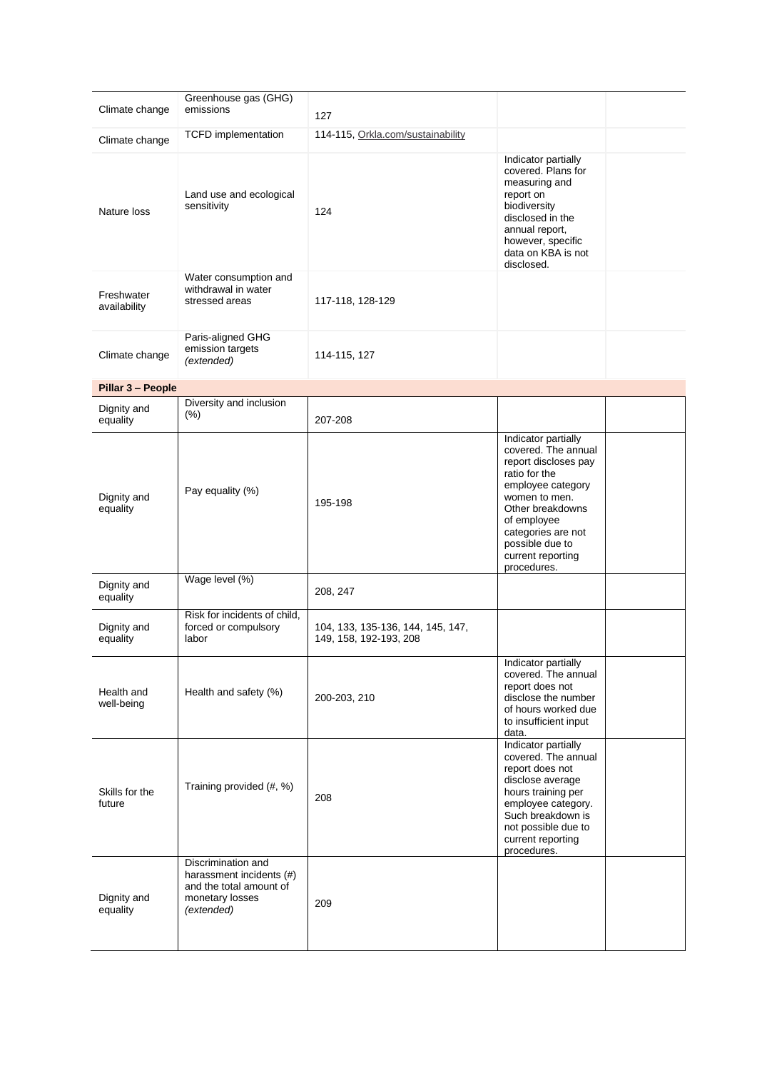| | | | | |
|---|---|---|---|---|
| Climate change | Greenhouse gas (GHG) emissions | 127 | | |
| Climate change | TCFD implementation | 114-115, Orkla.com/sustainability | | |
| Nature loss | Land use and ecological sensitivity | 124 | Indicator partially covered. Plans for measuring and report on biodiversity disclosed in the annual report, however, specific data on KBA is not disclosed. | |
| Freshwater availability | Water consumption and withdrawal in water stressed areas | 117-118, 128-129 | | |
| Climate change | Paris-aligned GHG emission targets *(extended)* | 114-115, 127 | | |
| **Pillar 3 – People** | | | | |
| Dignity and equality | Diversity and inclusion (%) | 207-208 | | |
| Dignity and equality | Pay equality (%) | 195-198 | Indicator partially covered. The annual report discloses pay ratio for the employee category women to men. Other breakdowns of employee categories are not possible due to current reporting procedures. | |
| Dignity and equality | Wage level (%) | 208, 247 | | |
| Dignity and equality | Risk for incidents of child, forced or compulsory labor | 104, 133, 135-136, 144, 145, 147, 149, 158, 192-193, 208 | | |
| Health and well-being | Health and safety (%) | 200-203, 210 | Indicator partially covered. The annual report does not disclose the number of hours worked due to insufficient input data. | |
| Skills for the future | Training provided (#, %) | 208 | Indicator partially covered. The annual report does not disclose average hours training per employee category. Such breakdown is not possible due to current reporting procedures. | |
| Dignity and equality | Discrimination and harassment incidents (#) and the total amount of monetary losses *(extended)* | 209 | | |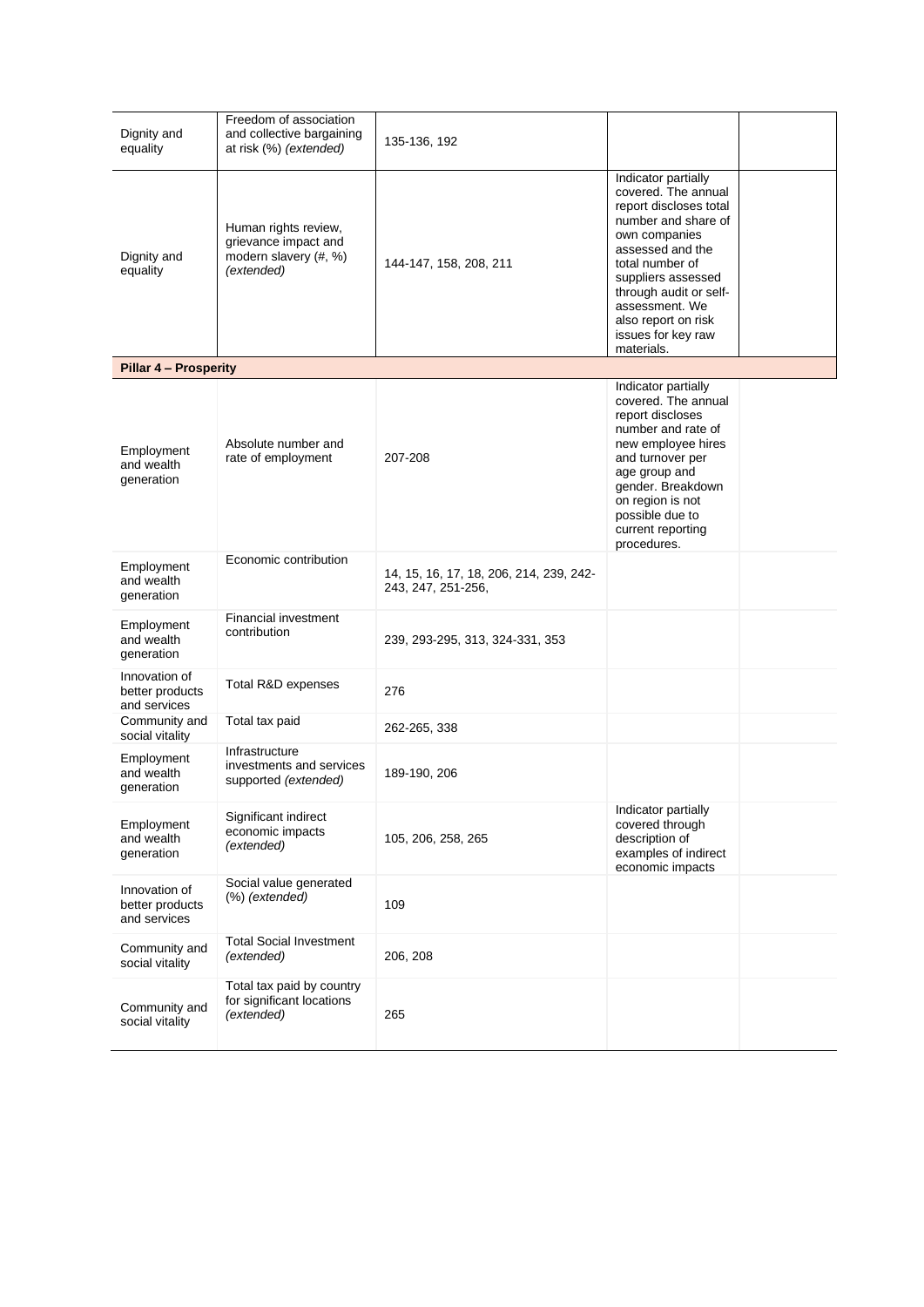| | | | | |
|---|---|---|---|---|
| Dignity and equality | Freedom of association and collective bargaining at risk (%) *(extended)* | 135-136, 192 | | |
| Dignity and equality | Human rights review, grievance impact and modern slavery (#, %) *(extended)* | 144-147, 158, 208, 211 | Indicator partially covered. The annual report discloses total number and share of own companies assessed and the total number of suppliers assessed through audit or self-assessment. We also report on risk issues for key raw materials. | |
| **Pillar 4 – Prosperity** | | | | |
| Employment and wealth generation | Absolute number and rate of employment | 207-208 | Indicator partially covered. The annual report discloses number and rate of new employee hires and turnover per age group and gender. Breakdown on region is not possible due to current reporting procedures. | |
| Employment and wealth generation | Economic contribution | 14, 15, 16, 17, 18, 206, 214, 239, 242-243, 247, 251-256, | | |
| Employment and wealth generation | Financial investment contribution | 239, 293-295, 313, 324-331, 353 | | |
| Innovation of better products and services | Total R&D expenses | 276 | | |
| Community and social vitality | Total tax paid | 262-265, 338 | | |
| Employment and wealth generation | Infrastructure investments and services supported *(extended)* | 189-190, 206 | | |
| Employment and wealth generation | Significant indirect economic impacts *(extended)* | 105, 206, 258, 265 | Indicator partially covered through description of examples of indirect economic impacts | |
| Innovation of better products and services | Social value generated (%) *(extended)* | 109 | | |
| Community and social vitality | Total Social Investment *(extended)* | 206, 208 | | |
| Community and social vitality | Total tax paid by country for significant locations *(extended)* | 265 | | |